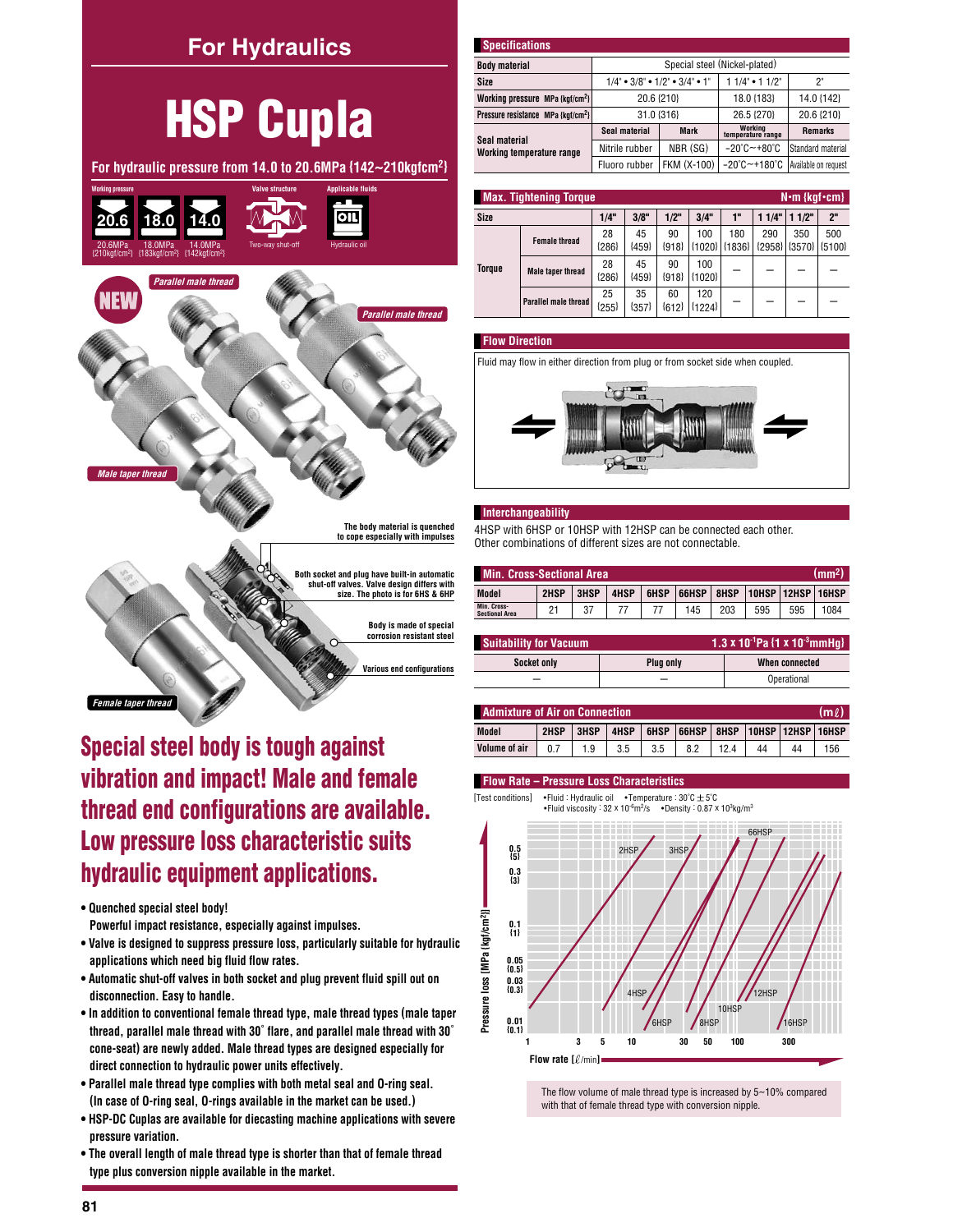# For Hydraulics

# HSP Cupla

**For hydraulic pressure from 14.0 to 20.6MPa {142~210kgfcm²}**

Working pressure: 20.6MPa {210kgf/cm²} / 18.0MPa {183kgf/cm²} / 14.0MPa {142kgf/cm²}

Valve structure: Two-way shut-off

Applicable fluids: Hydraulic oil

NEW

*Parallel male thread*

*Parallel male thread*

*Male taper thread*

The body material is quenched to cope especially with impulses

Both socket and plug have built-in automatic shut-off valves. Valve design differs with size. The photo is for 6HS & 6HP

Body is made of special corrosion resistant steel

Various end configurations

*Female taper thread*

## Special steel body is tough against vibration and impact! Male and female thread end configurations are available. Low pressure loss characteristic suits hydraulic equipment applications.

- **Quenched special steel body!** Powerful impact resistance, especially against impulses.
- **Valve is designed to suppress pressure loss, particularly suitable for hydraulic applications which need big fluid flow rates.**
- **Automatic shut-off valves in both socket and plug prevent fluid spill out on disconnection. Easy to handle.**
- **In addition to conventional female thread type, male thread types (male taper thread, parallel male thread with 30° flare, and parallel male thread with 30° cone-seat) are newly added. Male thread types are designed especially for direct connection to hydraulic power units effectively.**
- **Parallel male thread type complies with both metal seal and O-ring seal. (In case of O-ring seal, O-rings available in the market can be used.)**
- **HSP-DC Cuplas are available for diecasting machine applications with severe pressure variation.**
- **The overall length of male thread type is shorter than that of female thread type plus conversion nipple available in the market.**

### Specifications

| Body material | Special steel (Nickel-plated) | | | |
|---|---|---|---|---|
| Size | 1/4" • 3/8" • 1/2" • 3/4" • 1" | | 1 1/4" • 1 1/2" | 2" |
| Working pressure MPa {kgf/cm²} | 20.6 {210} | | 18.0 {183} | 14.0 {142} |
| Pressure resistance MPa {kgf/cm²} | 31.0 {316} | | 26.5 {270} | 20.6 {210} |
| Seal material / Working temperature range | Seal material | Mark | Working temperature range | Remarks |
| | Nitrile rubber | NBR (SG) | −20°C ~ +80°C | Standard material |
| | Fluoro rubber | FKM (X-100) | −20°C ~ +180°C | Available on request |

### Max. Tightening Torque — N•m {kgf•cm}

| Size | | 1/4" | 3/8" | 1/2" | 3/4" | 1" | 1 1/4" | 1 1/2" | 2" |
|---|---|---|---|---|---|---|---|---|---|
| Torque | Female thread | 28 {286} | 45 {459} | 90 {918} | 100 {1020} | 180 {1836} | 290 {2958} | 350 {3570} | 500 {5100} |
| | Male taper thread | 28 {286} | 45 {459} | 90 {918} | 100 {1020} | — | — | — | — |
| | Parallel male thread | 25 {255} | 35 {357} | 60 {612} | 120 {1224} | — | — | — | — |

### Flow Direction

Fluid may flow in either direction from plug or from socket side when coupled.

### Interchangeability

4HSP with 6HSP or 10HSP with 12HSP can be connected each other.
Other combinations of different sizes are not connectable.

### Min. Cross-Sectional Area (mm²)

| Model | 2HSP | 3HSP | 4HSP | 6HSP | 66HSP | 8HSP | 10HSP | 12HSP | 16HSP |
|---|---|---|---|---|---|---|---|---|---|
| Min. Cross-Sectional Area | 21 | 37 | 77 | 77 | 145 | 203 | 595 | 595 | 1084 |

### Suitability for Vacuum — $1.3 \times 10^{-1}$Pa {$1 \times 10^{-3}$mmHg}

| Socket only | Plug only | When connected |
|---|---|---|
| — | — | Operational |

### Admixture of Air on Connection (mℓ)

| Model | 2HSP | 3HSP | 4HSP | 6HSP | 66HSP | 8HSP | 10HSP | 12HSP | 16HSP |
|---|---|---|---|---|---|---|---|---|---|
| Volume of air | 0.7 | 1.9 | 3.5 | 3.5 | 8.2 | 12.4 | 44 | 44 | 156 |

### Flow Rate – Pressure Loss Characteristics

[Test conditions] •Fluid : Hydraulic oil •Temperature : 30°C ± 5°C •Fluid viscosity : $32 \times 10^{-6}$m²/s •Density : $0.87 \times 10^3$kg/m³

Pressure loss [MPa {kgf/cm²}]: 0.5 {5}, 0.3 {3}, 0.1 {1}, 0.05 {0.5}, 0.03 {0.3}, 0.01 {0.1}

Flow rate [ℓ/min]: 1, 3, 5, 10, 30, 50, 100, 300

Curves: 2HSP, 3HSP, 4HSP, 6HSP, 66HSP, 8HSP, 10HSP, 12HSP, 16HSP

The flow volume of male thread type is increased by 5~10% compared with that of female thread type with conversion nipple.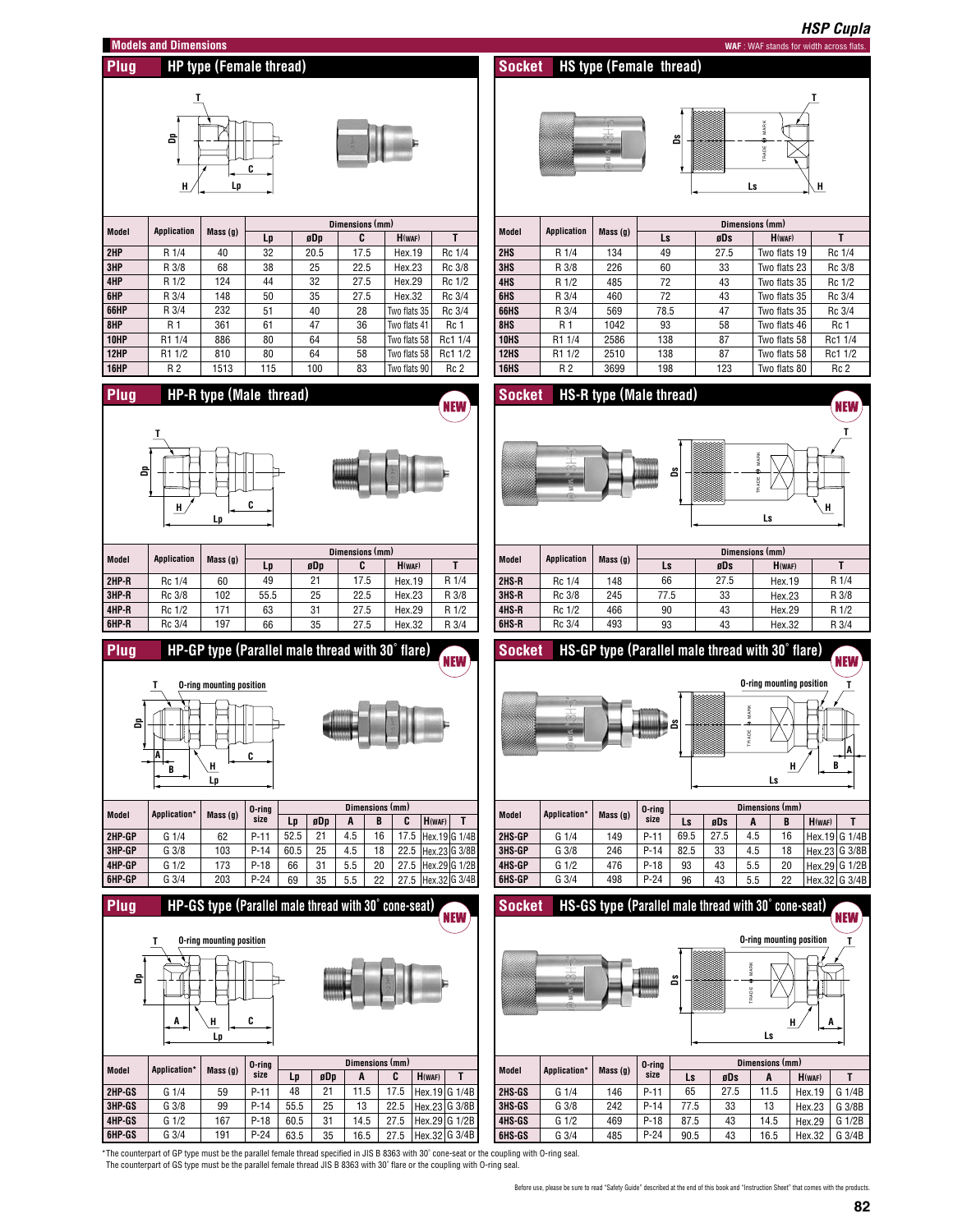## Models and Dimensions

WAF : WAF stands for width across flats.

### Plug HP type (Female thread)

| Model | Application | Mass (g) | Dimensions (mm) | | | | |
|---|---|---|---|---|---|---|---|
| | | | Lp | øDp | C | H(WAF) | T |
| 2HP | R 1/4 | 40 | 32 | 20.5 | 17.5 | Hex.19 | Rc 1/4 |
| 3HP | R 3/8 | 68 | 38 | 25 | 22.5 | Hex.23 | Rc 3/8 |
| 4HP | R 1/2 | 124 | 44 | 32 | 27.5 | Hex.29 | Rc 1/2 |
| 6HP | R 3/4 | 148 | 50 | 35 | 27.5 | Hex.32 | Rc 3/4 |
| 66HP | R 3/4 | 232 | 51 | 40 | 28 | Two flats 35 | Rc 3/4 |
| 8HP | R 1 | 361 | 61 | 47 | 36 | Two flats 41 | Rc 1 |
| 10HP | R1 1/4 | 886 | 80 | 64 | 58 | Two flats 58 | Rc1 1/4 |
| 12HP | R1 1/2 | 810 | 80 | 64 | 58 | Two flats 58 | Rc1 1/2 |
| 16HP | R 2 | 1513 | 115 | 100 | 83 | Two flats 90 | Rc 2 |

### Socket HS type (Female thread)

| Model | Application | Mass (g) | Dimensions (mm) | | | |
|---|---|---|---|---|---|---|
| | | | Ls | øDs | H(WAF) | T |
| 2HS | R 1/4 | 134 | 49 | 27.5 | Two flats 19 | Rc 1/4 |
| 3HS | R 3/8 | 226 | 60 | 33 | Two flats 23 | Rc 3/8 |
| 4HS | R 1/2 | 485 | 72 | 43 | Two flats 35 | Rc 1/2 |
| 6HS | R 3/4 | 460 | 72 | 43 | Two flats 35 | Rc 3/4 |
| 66HS | R 3/4 | 569 | 78.5 | 47 | Two flats 35 | Rc 3/4 |
| 8HS | R 1 | 1042 | 93 | 58 | Two flats 46 | Rc 1 |
| 10HS | R1 1/4 | 2586 | 138 | 87 | Two flats 58 | Rc1 1/4 |
| 12HS | R1 1/2 | 2510 | 138 | 87 | Two flats 58 | Rc1 1/2 |
| 16HS | R 2 | 3699 | 198 | 123 | Two flats 80 | Rc 2 |

### Plug HP-R type (Male thread) NEW

| Model | Application | Mass (g) | Dimensions (mm) | | | | |
|---|---|---|---|---|---|---|---|
| | | | Lp | øDp | C | H(WAF) | T |
| 2HP-R | Rc 1/4 | 60 | 49 | 21 | 17.5 | Hex.19 | R 1/4 |
| 3HP-R | Rc 3/8 | 102 | 55.5 | 25 | 22.5 | Hex.23 | R 3/8 |
| 4HP-R | Rc 1/2 | 171 | 63 | 31 | 27.5 | Hex.29 | R 1/2 |
| 6HP-R | Rc 3/4 | 197 | 66 | 35 | 27.5 | Hex.32 | R 3/4 |

### Socket HS-R type (Male thread) NEW

| Model | Application | Mass (g) | Dimensions (mm) | | | |
|---|---|---|---|---|---|---|
| | | | Ls | øDs | H(WAF) | T |
| 2HS-R | Rc 1/4 | 148 | 66 | 27.5 | Hex.19 | R 1/4 |
| 3HS-R | Rc 3/8 | 245 | 77.5 | 33 | Hex.23 | R 3/8 |
| 4HS-R | Rc 1/2 | 466 | 90 | 43 | Hex.29 | R 1/2 |
| 6HS-R | Rc 3/4 | 493 | 93 | 43 | Hex.32 | R 3/4 |

### Plug HP-GP type (Parallel male thread with 30° flare) NEW

| Model | Application* | Mass (g) | O-ring size | Dimensions (mm) | | | | | | |
|---|---|---|---|---|---|---|---|---|---|---|
| | | | | Lp | øDp | A | B | C | H(WAF) | T |
| 2HP-GP | G 1/4 | 62 | P-11 | 52.5 | 21 | 4.5 | 16 | 17.5 | Hex.19 | G 1/4B |
| 3HP-GP | G 3/8 | 103 | P-14 | 60.5 | 25 | 4.5 | 18 | 22.5 | Hex.23 | G 3/8B |
| 4HP-GP | G 1/2 | 173 | P-18 | 66 | 31 | 5.5 | 20 | 27.5 | Hex.29 | G 1/2B |
| 6HP-GP | G 3/4 | 203 | P-24 | 69 | 35 | 5.5 | 22 | 27.5 | Hex.32 | G 3/4B |

### Socket HS-GP type (Parallel male thread with 30° flare) NEW

| Model | Application* | Mass (g) | O-ring size | Dimensions (mm) | | | | | |
|---|---|---|---|---|---|---|---|---|---|
| | | | | Ls | øDs | A | B | H(WAF) | T |
| 2HS-GP | G 1/4 | 149 | P-11 | 69.5 | 27.5 | 4.5 | 16 | Hex.19 | G 1/4B |
| 3HS-GP | G 3/8 | 246 | P-14 | 82.5 | 33 | 4.5 | 18 | Hex.23 | G 3/8B |
| 4HS-GP | G 1/2 | 476 | P-18 | 93 | 43 | 5.5 | 20 | Hex.29 | G 1/2B |
| 6HS-GP | G 3/4 | 498 | P-24 | 96 | 43 | 5.5 | 22 | Hex.32 | G 3/4B |

### Plug HP-GS type (Parallel male thread with 30° cone-seat) NEW

| Model | Application* | Mass (g) | O-ring size | Dimensions (mm) | | | | | |
|---|---|---|---|---|---|---|---|---|---|
| | | | | Lp | øDp | A | C | H(WAF) | T |
| 2HP-GS | G 1/4 | 59 | P-11 | 48 | 21 | 11.5 | 17.5 | Hex.19 | G 1/4B |
| 3HP-GS | G 3/8 | 99 | P-14 | 55.5 | 25 | 13 | 22.5 | Hex.23 | G 3/8B |
| 4HP-GS | G 1/2 | 167 | P-18 | 60.5 | 31 | 14.5 | 27.5 | Hex.29 | G 1/2B |
| 6HP-GS | G 3/4 | 191 | P-24 | 63.5 | 35 | 16.5 | 27.5 | Hex.32 | G 3/4B |

### Socket HS-GS type (Parallel male thread with 30° cone-seat) NEW

| Model | Application* | Mass (g) | O-ring size | Dimensions (mm) | | | | |
|---|---|---|---|---|---|---|---|---|
| | | | | Ls | øDs | A | H(WAF) | T |
| 2HS-GS | G 1/4 | 146 | P-11 | 65 | 27.5 | 11.5 | Hex.19 | G 1/4B |
| 3HS-GS | G 3/8 | 242 | P-14 | 77.5 | 33 | 13 | Hex.23 | G 3/8B |
| 4HS-GS | G 1/2 | 469 | P-18 | 87.5 | 43 | 14.5 | Hex.29 | G 1/2B |
| 6HS-GS | G 3/4 | 485 | P-24 | 90.5 | 43 | 16.5 | Hex.32 | G 3/4B |

*The counterpart of GP type must be the parallel female thread specified in JIS B 8363 with 30° cone-seat or the coupling with O-ring seal.
The counterpart of GS type must be the parallel female thread JIS B 8363 with 30° flare or the coupling with O-ring seal.

Before use, please be sure to read "Safety Guide" described at the end of this book and "Instruction Sheet" that comes with the products.